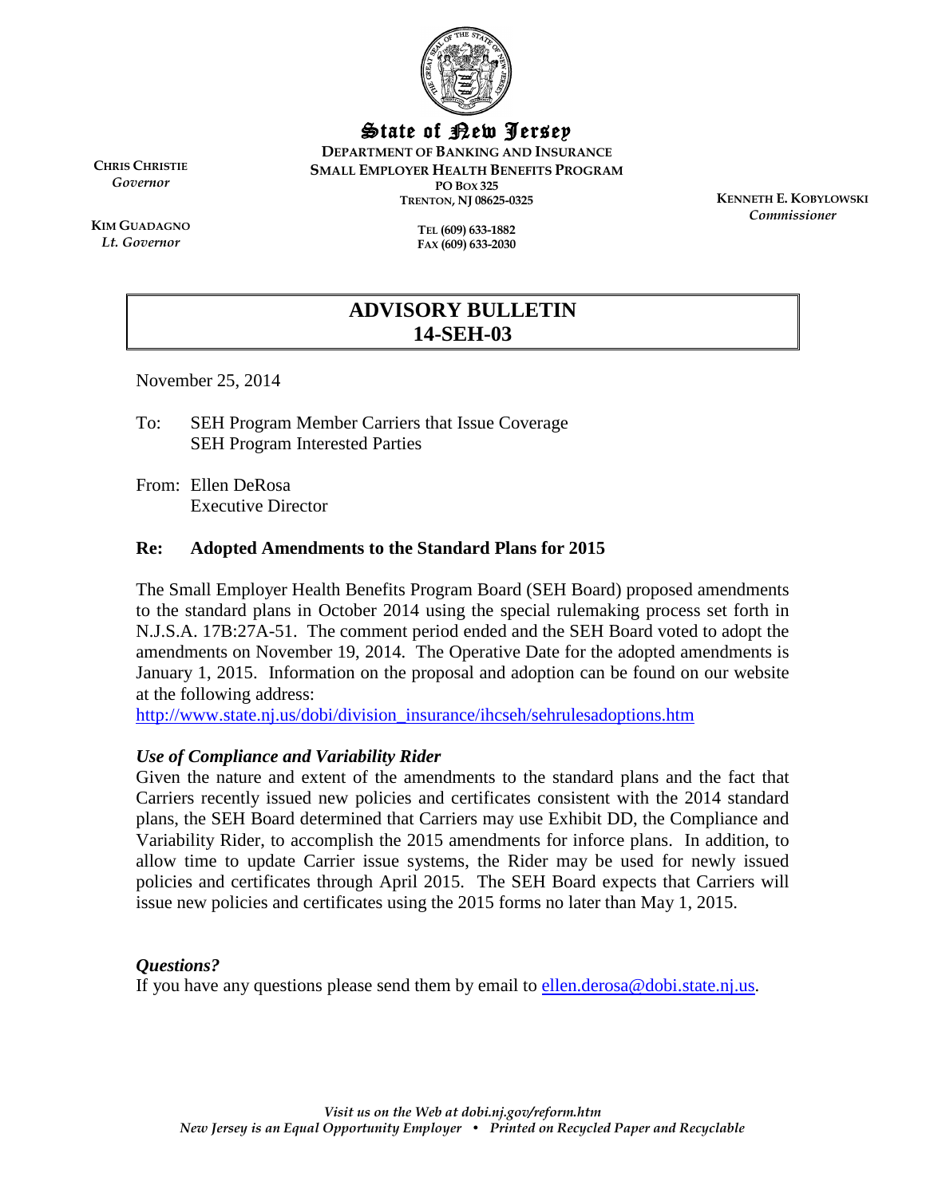# State of New Jersey

**DEPARTMENT OF BANKING AND INSURANCE**
**SMALL EMPLOYER HEALTH BENEFITS PROGRAM**
**PO BOX 325**
**TRENTON, NJ 08625-0325**

**TEL (609) 633-1882**
**FAX (609) 633-2030**

**CHRIS CHRISTIE**
*Governor*

**KIM GUADAGNO**
*Lt. Governor*

**KENNETH E. KOBYLOWSKI**
*Commissioner*

## ADVISORY BULLETIN 14-SEH-03

November 25, 2014

To: SEH Program Member Carriers that Issue Coverage
SEH Program Interested Parties

From: Ellen DeRosa
Executive Director

**Re: Adopted Amendments to the Standard Plans for 2015**

The Small Employer Health Benefits Program Board (SEH Board) proposed amendments to the standard plans in October 2014 using the special rulemaking process set forth in N.J.S.A. 17B:27A-51. The comment period ended and the SEH Board voted to adopt the amendments on November 19, 2014. The Operative Date for the adopted amendments is January 1, 2015. Information on the proposal and adoption can be found on our website at the following address:
http://www.state.nj.us/dobi/division_insurance/ihcseh/sehrulesadoptions.htm

### *Use of Compliance and Variability Rider*

Given the nature and extent of the amendments to the standard plans and the fact that Carriers recently issued new policies and certificates consistent with the 2014 standard plans, the SEH Board determined that Carriers may use Exhibit DD, the Compliance and Variability Rider, to accomplish the 2015 amendments for inforce plans. In addition, to allow time to update Carrier issue systems, the Rider may be used for newly issued policies and certificates through April 2015. The SEH Board expects that Carriers will issue new policies and certificates using the 2015 forms no later than May 1, 2015.

### *Questions?*

If you have any questions please send them by email to ellen.derosa@dobi.state.nj.us.

*Visit us on the Web at dobi.nj.gov/reform.htm*
*New Jersey is an Equal Opportunity Employer • Printed on Recycled Paper and Recyclable*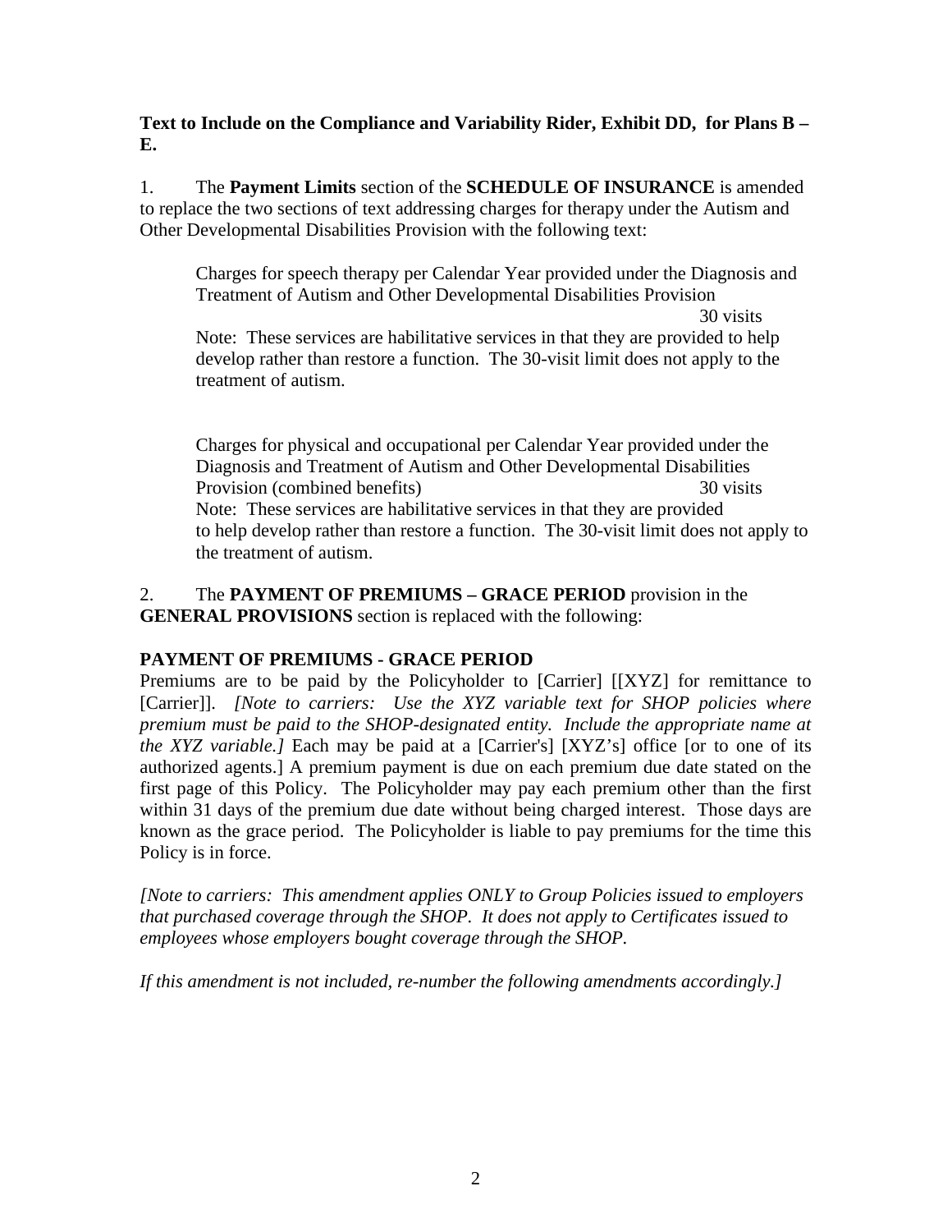**Text to Include on the Compliance and Variability Rider, Exhibit DD, for Plans B – E.**

1. The **Payment Limits** section of the **SCHEDULE OF INSURANCE** is amended to replace the two sections of text addressing charges for therapy under the Autism and Other Developmental Disabilities Provision with the following text:

> Charges for speech therapy per Calendar Year provided under the Diagnosis and Treatment of Autism and Other Developmental Disabilities Provision 30 visits
>
> Note: These services are habilitative services in that they are provided to help develop rather than restore a function. The 30-visit limit does not apply to the treatment of autism.
>
> Charges for physical and occupational per Calendar Year provided under the Diagnosis and Treatment of Autism and Other Developmental Disabilities Provision (combined benefits) 30 visits
>
> Note: These services are habilitative services in that they are provided to help develop rather than restore a function. The 30-visit limit does not apply to the treatment of autism.

2. The **PAYMENT OF PREMIUMS – GRACE PERIOD** provision in the **GENERAL PROVISIONS** section is replaced with the following:

**PAYMENT OF PREMIUMS - GRACE PERIOD**

Premiums are to be paid by the Policyholder to [Carrier] [[XYZ] for remittance to [Carrier]]. *[Note to carriers: Use the XYZ variable text for SHOP policies where premium must be paid to the SHOP-designated entity. Include the appropriate name at the XYZ variable.]* Each may be paid at a [Carrier's] [XYZ's] office [or to one of its authorized agents.] A premium payment is due on each premium due date stated on the first page of this Policy. The Policyholder may pay each premium other than the first within 31 days of the premium due date without being charged interest. Those days are known as the grace period. The Policyholder is liable to pay premiums for the time this Policy is in force.

*[Note to carriers: This amendment applies ONLY to Group Policies issued to employers that purchased coverage through the SHOP. It does not apply to Certificates issued to employees whose employers bought coverage through the SHOP.*

*If this amendment is not included, re-number the following amendments accordingly.]*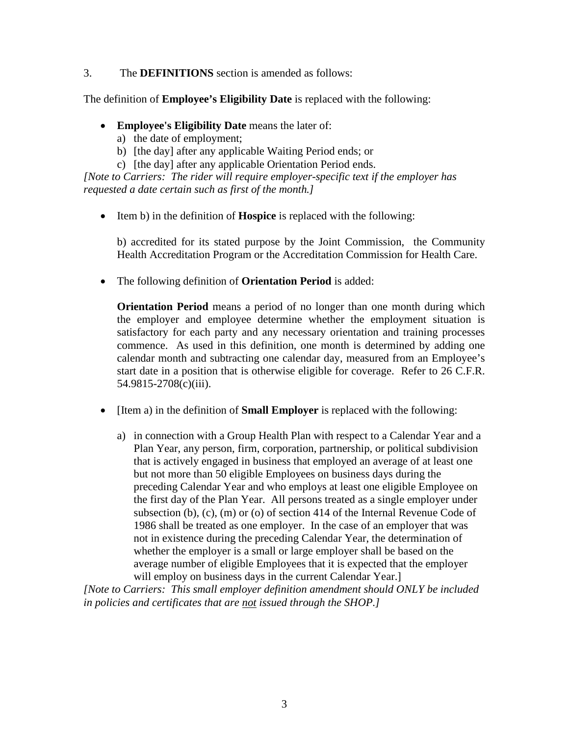3. The **DEFINITIONS** section is amended as follows:

The definition of **Employee's Eligibility Date** is replaced with the following:

- **Employee's Eligibility Date** means the later of:
  a) the date of employment;
  b) [the day] after any applicable Waiting Period ends; or
  c) [the day] after any applicable Orientation Period ends.

*[Note to Carriers: The rider will require employer-specific text if the employer has requested a date certain such as first of the month.]*

- Item b) in the definition of **Hospice** is replaced with the following:

  b) accredited for its stated purpose by the Joint Commission, the Community Health Accreditation Program or the Accreditation Commission for Health Care.

- The following definition of **Orientation Period** is added:

  **Orientation Period** means a period of no longer than one month during which the employer and employee determine whether the employment situation is satisfactory for each party and any necessary orientation and training processes commence. As used in this definition, one month is determined by adding one calendar month and subtracting one calendar day, measured from an Employee's start date in a position that is otherwise eligible for coverage. Refer to 26 C.F.R. 54.9815-2708(c)(iii).

- [Item a) in the definition of **Small Employer** is replaced with the following:

  a) in connection with a Group Health Plan with respect to a Calendar Year and a Plan Year, any person, firm, corporation, partnership, or political subdivision that is actively engaged in business that employed an average of at least one but not more than 50 eligible Employees on business days during the preceding Calendar Year and who employs at least one eligible Employee on the first day of the Plan Year. All persons treated as a single employer under subsection (b), (c), (m) or (o) of section 414 of the Internal Revenue Code of 1986 shall be treated as one employer. In the case of an employer that was not in existence during the preceding Calendar Year, the determination of whether the employer is a small or large employer shall be based on the average number of eligible Employees that it is expected that the employer will employ on business days in the current Calendar Year.]

*[Note to Carriers: This small employer definition amendment should ONLY be included in policies and certificates that are <u>not</u> issued through the SHOP.]*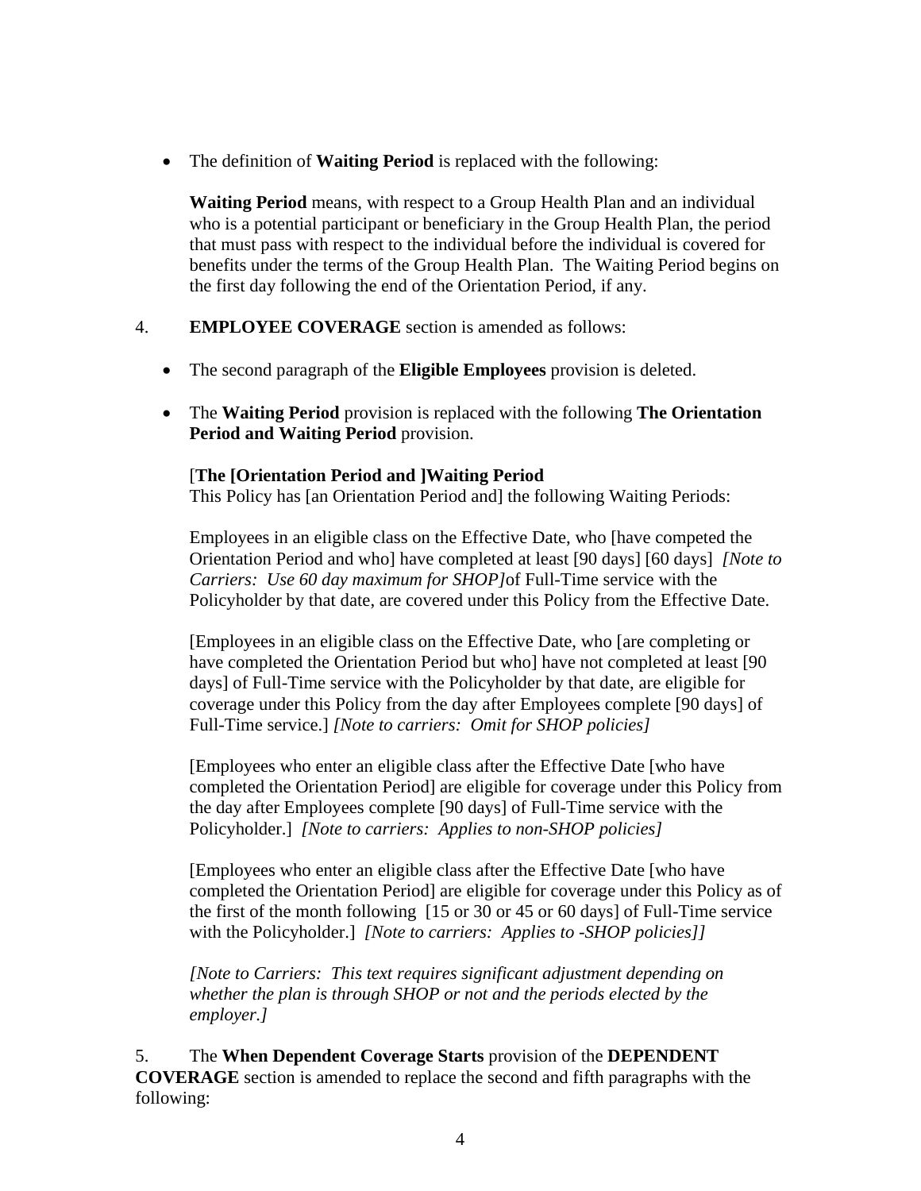- The definition of **Waiting Period** is replaced with the following:

  **Waiting Period** means, with respect to a Group Health Plan and an individual who is a potential participant or beneficiary in the Group Health Plan, the period that must pass with respect to the individual before the individual is covered for benefits under the terms of the Group Health Plan. The Waiting Period begins on the first day following the end of the Orientation Period, if any.

4. **EMPLOYEE COVERAGE** section is amended as follows:

- The second paragraph of the **Eligible Employees** provision is deleted.

- The **Waiting Period** provision is replaced with the following **The Orientation Period and Waiting Period** provision.

  [**The [Orientation Period and ]Waiting Period**
  This Policy has [an Orientation Period and] the following Waiting Periods:

  Employees in an eligible class on the Effective Date, who [have competed the Orientation Period and who] have completed at least [90 days] [60 days] *[Note to Carriers: Use 60 day maximum for SHOP]*of Full-Time service with the Policyholder by that date, are covered under this Policy from the Effective Date.

  [Employees in an eligible class on the Effective Date, who [are completing or have completed the Orientation Period but who] have not completed at least [90 days] of Full-Time service with the Policyholder by that date, are eligible for coverage under this Policy from the day after Employees complete [90 days] of Full-Time service.] *[Note to carriers: Omit for SHOP policies]*

  [Employees who enter an eligible class after the Effective Date [who have completed the Orientation Period] are eligible for coverage under this Policy from the day after Employees complete [90 days] of Full-Time service with the Policyholder.] *[Note to carriers: Applies to non-SHOP policies]*

  [Employees who enter an eligible class after the Effective Date [who have completed the Orientation Period] are eligible for coverage under this Policy as of the first of the month following [15 or 30 or 45 or 60 days] of Full-Time service with the Policyholder.] *[Note to carriers: Applies to -SHOP policies]]*

  *[Note to Carriers: This text requires significant adjustment depending on whether the plan is through SHOP or not and the periods elected by the employer.]*

5. The **When Dependent Coverage Starts** provision of the **DEPENDENT COVERAGE** section is amended to replace the second and fifth paragraphs with the following: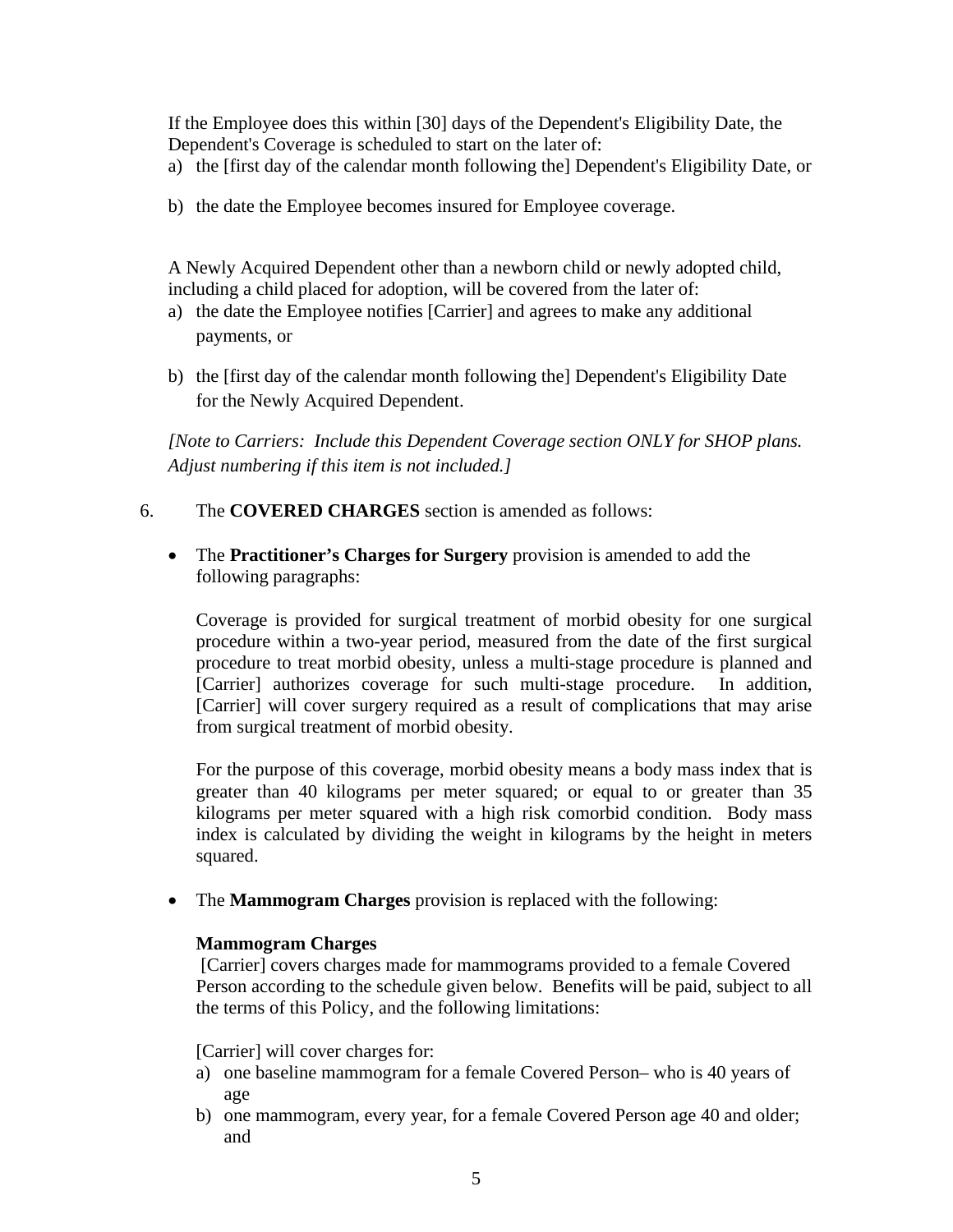If the Employee does this within [30] days of the Dependent's Eligibility Date, the Dependent's Coverage is scheduled to start on the later of:

a) the [first day of the calendar month following the] Dependent's Eligibility Date, or

b) the date the Employee becomes insured for Employee coverage.

A Newly Acquired Dependent other than a newborn child or newly adopted child, including a child placed for adoption, will be covered from the later of:

a) the date the Employee notifies [Carrier] and agrees to make any additional payments, or

b) the [first day of the calendar month following the] Dependent's Eligibility Date for the Newly Acquired Dependent.

*[Note to Carriers: Include this Dependent Coverage section ONLY for SHOP plans. Adjust numbering if this item is not included.]*

6. The **COVERED CHARGES** section is amended as follows:

- The **Practitioner's Charges for Surgery** provision is amended to add the following paragraphs:

  Coverage is provided for surgical treatment of morbid obesity for one surgical procedure within a two-year period, measured from the date of the first surgical procedure to treat morbid obesity, unless a multi-stage procedure is planned and [Carrier] authorizes coverage for such multi-stage procedure. In addition, [Carrier] will cover surgery required as a result of complications that may arise from surgical treatment of morbid obesity.

  For the purpose of this coverage, morbid obesity means a body mass index that is greater than 40 kilograms per meter squared; or equal to or greater than 35 kilograms per meter squared with a high risk comorbid condition. Body mass index is calculated by dividing the weight in kilograms by the height in meters squared.

- The **Mammogram Charges** provision is replaced with the following:

  **Mammogram Charges**

  [Carrier] covers charges made for mammograms provided to a female Covered Person according to the schedule given below. Benefits will be paid, subject to all the terms of this Policy, and the following limitations:

  [Carrier] will cover charges for:

  a) one baseline mammogram for a female Covered Person– who is 40 years of age

  b) one mammogram, every year, for a female Covered Person age 40 and older; and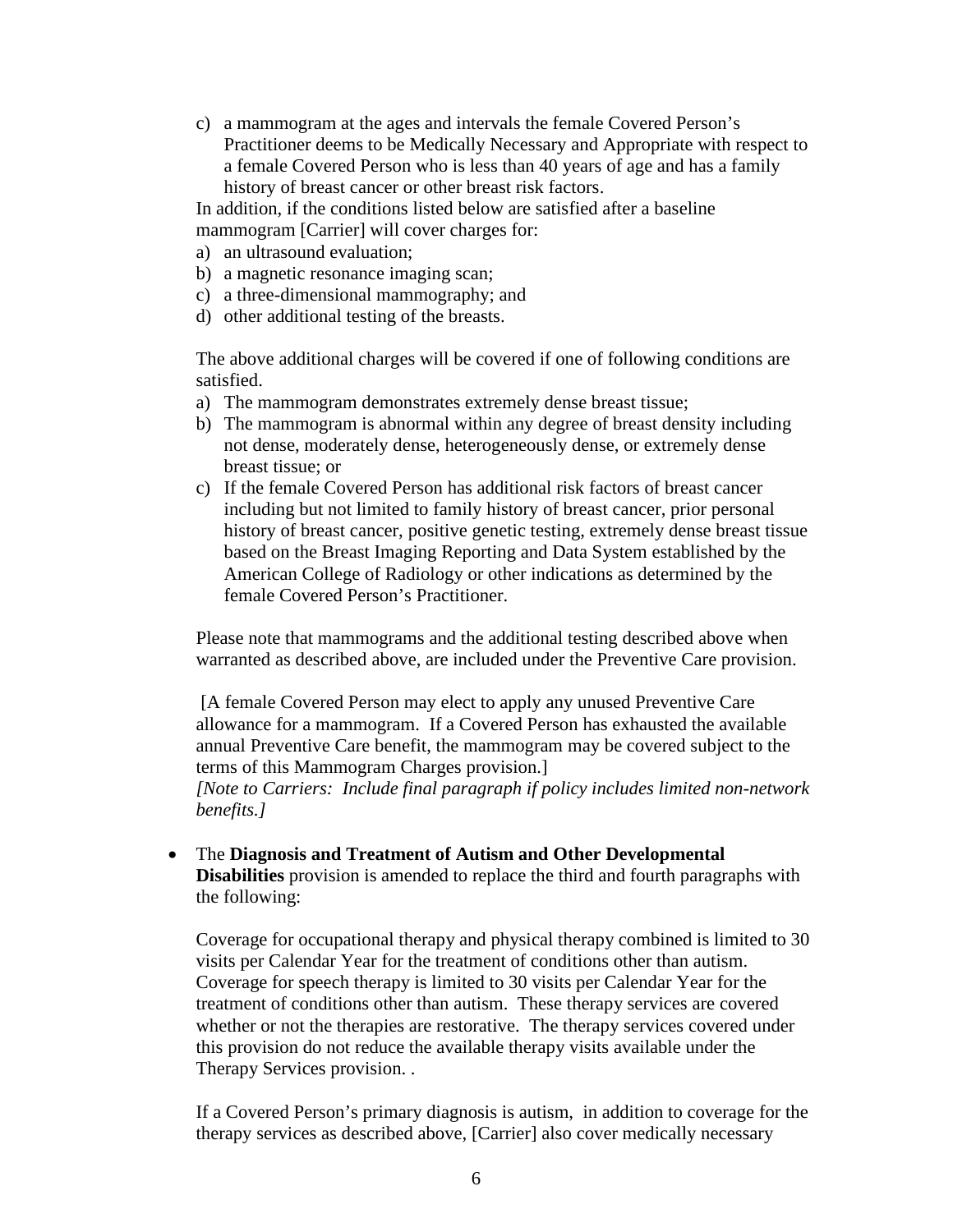c) a mammogram at the ages and intervals the female Covered Person's Practitioner deems to be Medically Necessary and Appropriate with respect to a female Covered Person who is less than 40 years of age and has a family history of breast cancer or other breast risk factors.

In addition, if the conditions listed below are satisfied after a baseline mammogram [Carrier] will cover charges for:

a) an ultrasound evaluation;
b) a magnetic resonance imaging scan;
c) a three-dimensional mammography; and
d) other additional testing of the breasts.

The above additional charges will be covered if one of following conditions are satisfied.

a) The mammogram demonstrates extremely dense breast tissue;
b) The mammogram is abnormal within any degree of breast density including not dense, moderately dense, heterogeneously dense, or extremely dense breast tissue; or
c) If the female Covered Person has additional risk factors of breast cancer including but not limited to family history of breast cancer, prior personal history of breast cancer, positive genetic testing, extremely dense breast tissue based on the Breast Imaging Reporting and Data System established by the American College of Radiology or other indications as determined by the female Covered Person's Practitioner.

Please note that mammograms and the additional testing described above when warranted as described above, are included under the Preventive Care provision.

[A female Covered Person may elect to apply any unused Preventive Care allowance for a mammogram. If a Covered Person has exhausted the available annual Preventive Care benefit, the mammogram may be covered subject to the terms of this Mammogram Charges provision.]
*[Note to Carriers: Include final paragraph if policy includes limited non-network benefits.]*

- The **Diagnosis and Treatment of Autism and Other Developmental Disabilities** provision is amended to replace the third and fourth paragraphs with the following:

  Coverage for occupational therapy and physical therapy combined is limited to 30 visits per Calendar Year for the treatment of conditions other than autism. Coverage for speech therapy is limited to 30 visits per Calendar Year for the treatment of conditions other than autism. These therapy services are covered whether or not the therapies are restorative. The therapy services covered under this provision do not reduce the available therapy visits available under the Therapy Services provision. .

  If a Covered Person's primary diagnosis is autism, in addition to coverage for the therapy services as described above, [Carrier] also cover medically necessary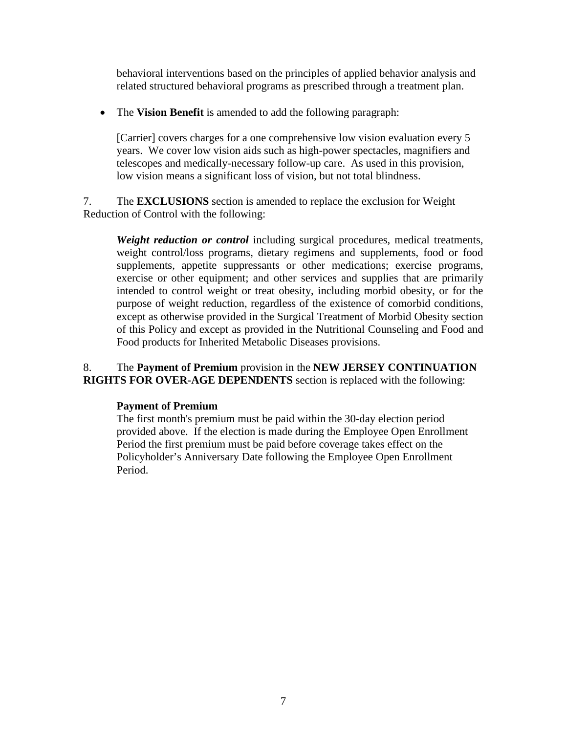behavioral interventions based on the principles of applied behavior analysis and related structured behavioral programs as prescribed through a treatment plan.

- The **Vision Benefit** is amended to add the following paragraph:

  [Carrier] covers charges for a one comprehensive low vision evaluation every 5 years. We cover low vision aids such as high-power spectacles, magnifiers and telescopes and medically-necessary follow-up care. As used in this provision, low vision means a significant loss of vision, but not total blindness.

7. The **EXCLUSIONS** section is amended to replace the exclusion for Weight Reduction of Control with the following:

   ***Weight reduction or control*** including surgical procedures, medical treatments, weight control/loss programs, dietary regimens and supplements, food or food supplements, appetite suppressants or other medications; exercise programs, exercise or other equipment; and other services and supplies that are primarily intended to control weight or treat obesity, including morbid obesity, or for the purpose of weight reduction, regardless of the existence of comorbid conditions, except as otherwise provided in the Surgical Treatment of Morbid Obesity section of this Policy and except as provided in the Nutritional Counseling and Food and Food products for Inherited Metabolic Diseases provisions.

8. The **Payment of Premium** provision in the **NEW JERSEY CONTINUATION RIGHTS FOR OVER-AGE DEPENDENTS** section is replaced with the following:

   **Payment of Premium**
   The first month's premium must be paid within the 30-day election period provided above. If the election is made during the Employee Open Enrollment Period the first premium must be paid before coverage takes effect on the Policyholder's Anniversary Date following the Employee Open Enrollment Period.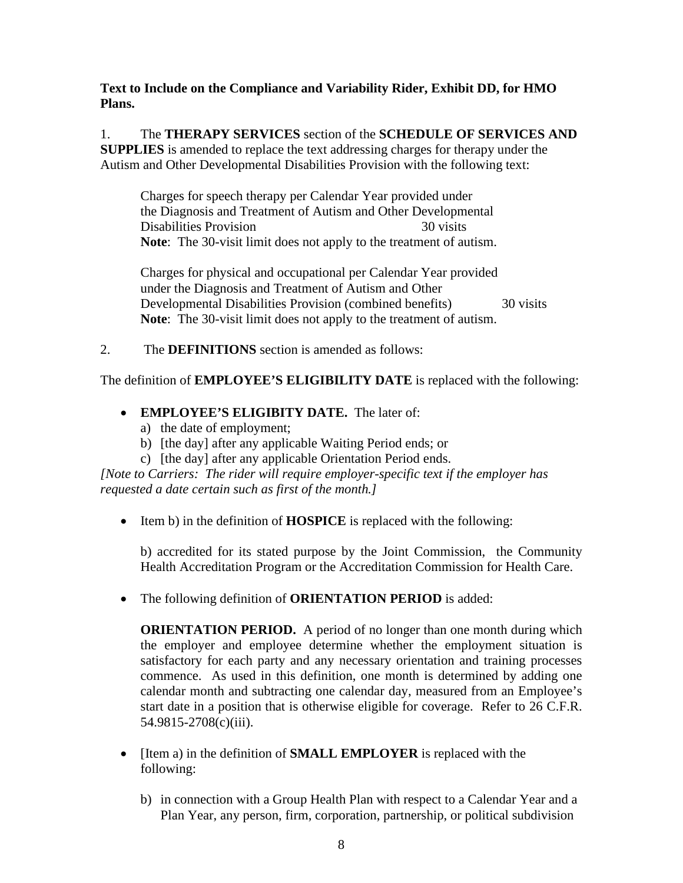**Text to Include on the Compliance and Variability Rider, Exhibit DD, for HMO Plans.**

1. The **THERAPY SERVICES** section of the **SCHEDULE OF SERVICES AND SUPPLIES** is amended to replace the text addressing charges for therapy under the Autism and Other Developmental Disabilities Provision with the following text:

> Charges for speech therapy per Calendar Year provided under the Diagnosis and Treatment of Autism and Other Developmental Disabilities Provision 30 visits
> **Note**: The 30-visit limit does not apply to the treatment of autism.
>
> Charges for physical and occupational per Calendar Year provided under the Diagnosis and Treatment of Autism and Other Developmental Disabilities Provision (combined benefits) 30 visits
> **Note**: The 30-visit limit does not apply to the treatment of autism.

2. The **DEFINITIONS** section is amended as follows:

The definition of **EMPLOYEE'S ELIGIBILITY DATE** is replaced with the following:

- **EMPLOYEE'S ELIGIBITY DATE.** The later of:
  a) the date of employment;
  b) [the day] after any applicable Waiting Period ends; or
  c) [the day] after any applicable Orientation Period ends.

*[Note to Carriers: The rider will require employer-specific text if the employer has requested a date certain such as first of the month.]*

- Item b) in the definition of **HOSPICE** is replaced with the following:

  b) accredited for its stated purpose by the Joint Commission, the Community Health Accreditation Program or the Accreditation Commission for Health Care.

- The following definition of **ORIENTATION PERIOD** is added:

  **ORIENTATION PERIOD.** A period of no longer than one month during which the employer and employee determine whether the employment situation is satisfactory for each party and any necessary orientation and training processes commence. As used in this definition, one month is determined by adding one calendar month and subtracting one calendar day, measured from an Employee's start date in a position that is otherwise eligible for coverage. Refer to 26 C.F.R. 54.9815-2708(c)(iii).

- [Item a) in the definition of **SMALL EMPLOYER** is replaced with the following:

  b) in connection with a Group Health Plan with respect to a Calendar Year and a Plan Year, any person, firm, corporation, partnership, or political subdivision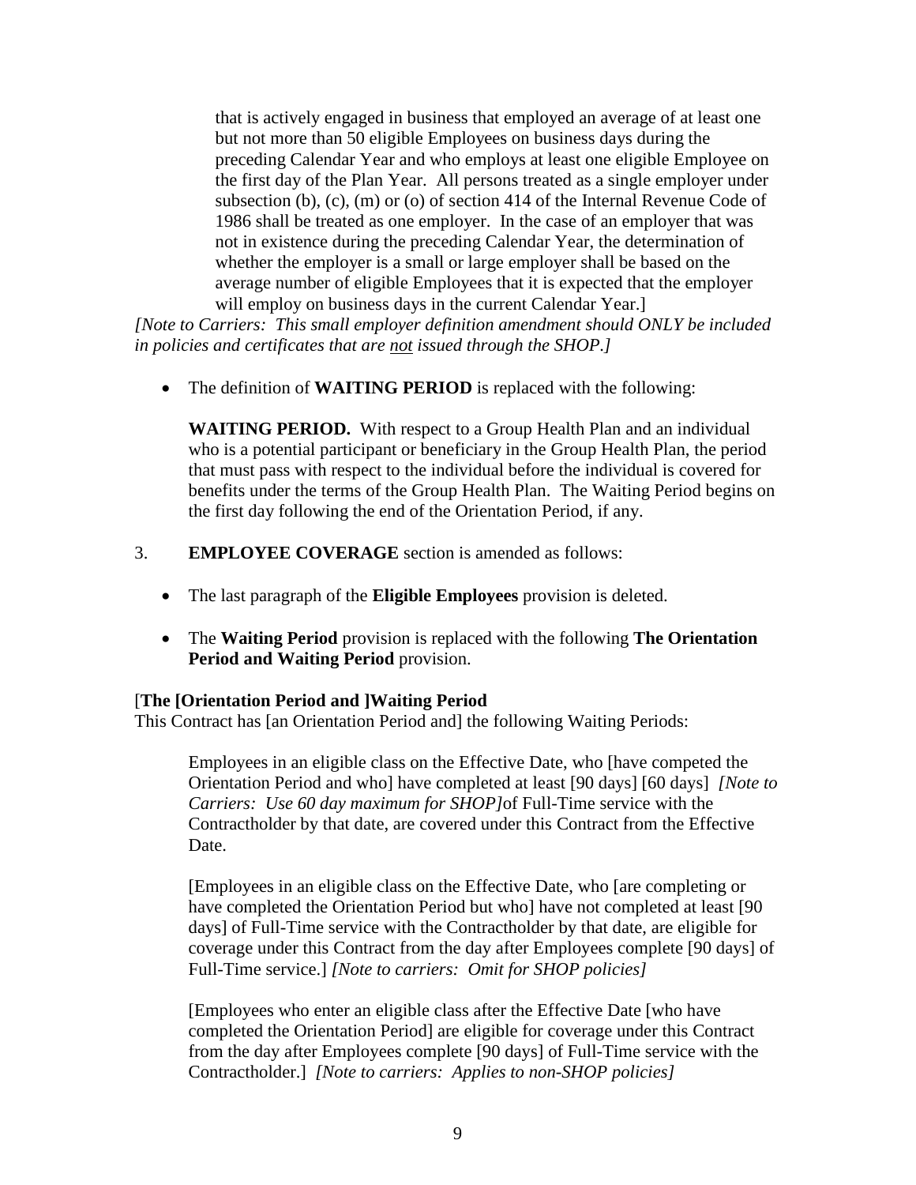that is actively engaged in business that employed an average of at least one but not more than 50 eligible Employees on business days during the preceding Calendar Year and who employs at least one eligible Employee on the first day of the Plan Year. All persons treated as a single employer under subsection (b), (c), (m) or (o) of section 414 of the Internal Revenue Code of 1986 shall be treated as one employer. In the case of an employer that was not in existence during the preceding Calendar Year, the determination of whether the employer is a small or large employer shall be based on the average number of eligible Employees that it is expected that the employer will employ on business days in the current Calendar Year.]

*[Note to Carriers: This small employer definition amendment should ONLY be included in policies and certificates that are <u>not</u> issued through the SHOP.]*

- The definition of **WAITING PERIOD** is replaced with the following:

  **WAITING PERIOD.** With respect to a Group Health Plan and an individual who is a potential participant or beneficiary in the Group Health Plan, the period that must pass with respect to the individual before the individual is covered for benefits under the terms of the Group Health Plan. The Waiting Period begins on the first day following the end of the Orientation Period, if any.

3. **EMPLOYEE COVERAGE** section is amended as follows:

- The last paragraph of the **Eligible Employees** provision is deleted.

- The **Waiting Period** provision is replaced with the following **The Orientation Period and Waiting Period** provision.

[**The [Orientation Period and ]Waiting Period**
This Contract has [an Orientation Period and] the following Waiting Periods:

Employees in an eligible class on the Effective Date, who [have competed the Orientation Period and who] have completed at least [90 days] [60 days] *[Note to Carriers: Use 60 day maximum for SHOP]*of Full-Time service with the Contractholder by that date, are covered under this Contract from the Effective Date.

[Employees in an eligible class on the Effective Date, who [are completing or have completed the Orientation Period but who] have not completed at least [90 days] of Full-Time service with the Contractholder by that date, are eligible for coverage under this Contract from the day after Employees complete [90 days] of Full-Time service.] *[Note to carriers: Omit for SHOP policies]*

[Employees who enter an eligible class after the Effective Date [who have completed the Orientation Period] are eligible for coverage under this Contract from the day after Employees complete [90 days] of Full-Time service with the Contractholder.] *[Note to carriers: Applies to non-SHOP policies]*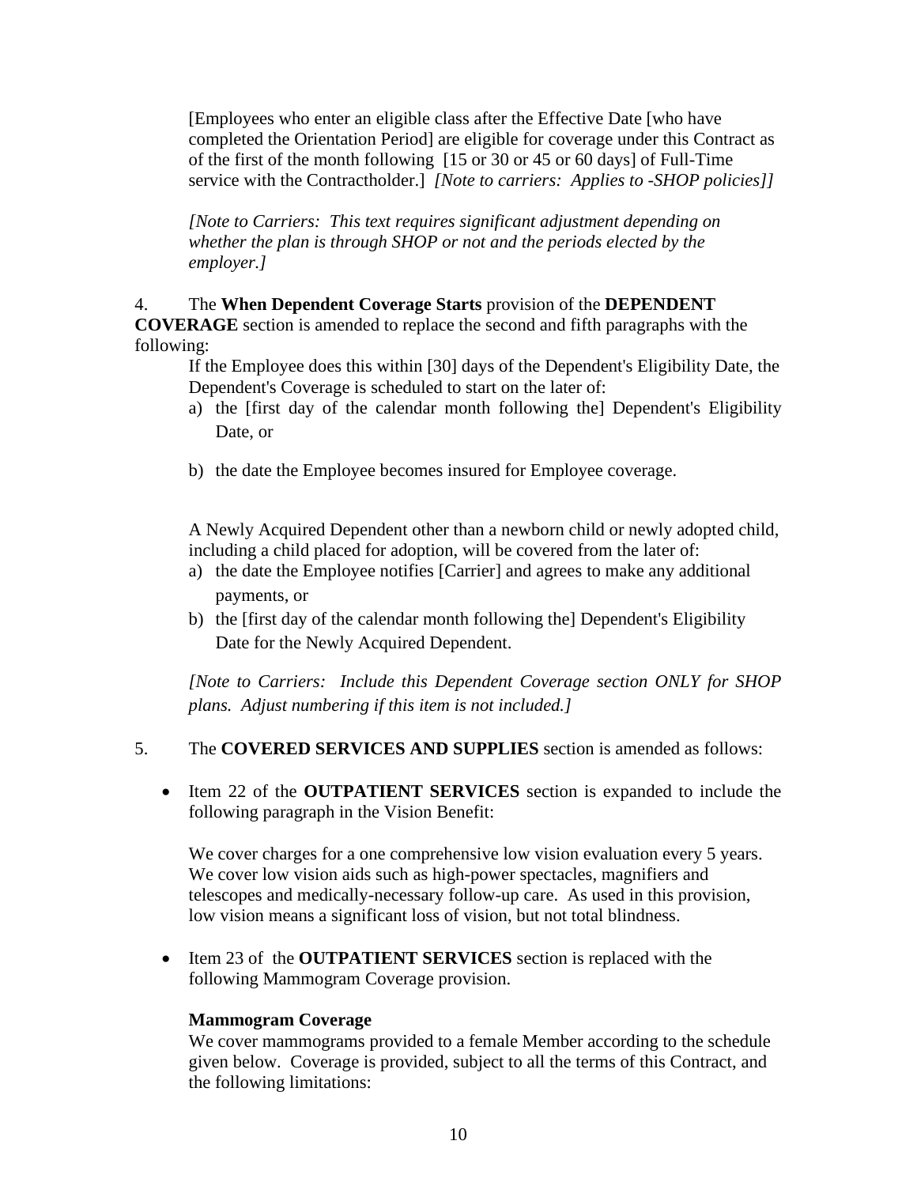[Employees who enter an eligible class after the Effective Date [who have completed the Orientation Period] are eligible for coverage under this Contract as of the first of the month following [15 or 30 or 45 or 60 days] of Full-Time service with the Contractholder.] *[Note to carriers: Applies to -SHOP policies]]*

*[Note to Carriers: This text requires significant adjustment depending on whether the plan is through SHOP or not and the periods elected by the employer.]*

4. The **When Dependent Coverage Starts** provision of the **DEPENDENT COVERAGE** section is amended to replace the second and fifth paragraphs with the following:

If the Employee does this within [30] days of the Dependent's Eligibility Date, the Dependent's Coverage is scheduled to start on the later of:

a) the [first day of the calendar month following the] Dependent's Eligibility Date, or

b) the date the Employee becomes insured for Employee coverage.

A Newly Acquired Dependent other than a newborn child or newly adopted child, including a child placed for adoption, will be covered from the later of:

a) the date the Employee notifies [Carrier] and agrees to make any additional payments, or

b) the [first day of the calendar month following the] Dependent's Eligibility Date for the Newly Acquired Dependent.

*[Note to Carriers: Include this Dependent Coverage section ONLY for SHOP plans. Adjust numbering if this item is not included.]*

5. The **COVERED SERVICES AND SUPPLIES** section is amended as follows:

- Item 22 of the **OUTPATIENT SERVICES** section is expanded to include the following paragraph in the Vision Benefit:

  We cover charges for a one comprehensive low vision evaluation every 5 years. We cover low vision aids such as high-power spectacles, magnifiers and telescopes and medically-necessary follow-up care. As used in this provision, low vision means a significant loss of vision, but not total blindness.

- Item 23 of the **OUTPATIENT SERVICES** section is replaced with the following Mammogram Coverage provision.

  **Mammogram Coverage**

  We cover mammograms provided to a female Member according to the schedule given below. Coverage is provided, subject to all the terms of this Contract, and the following limitations: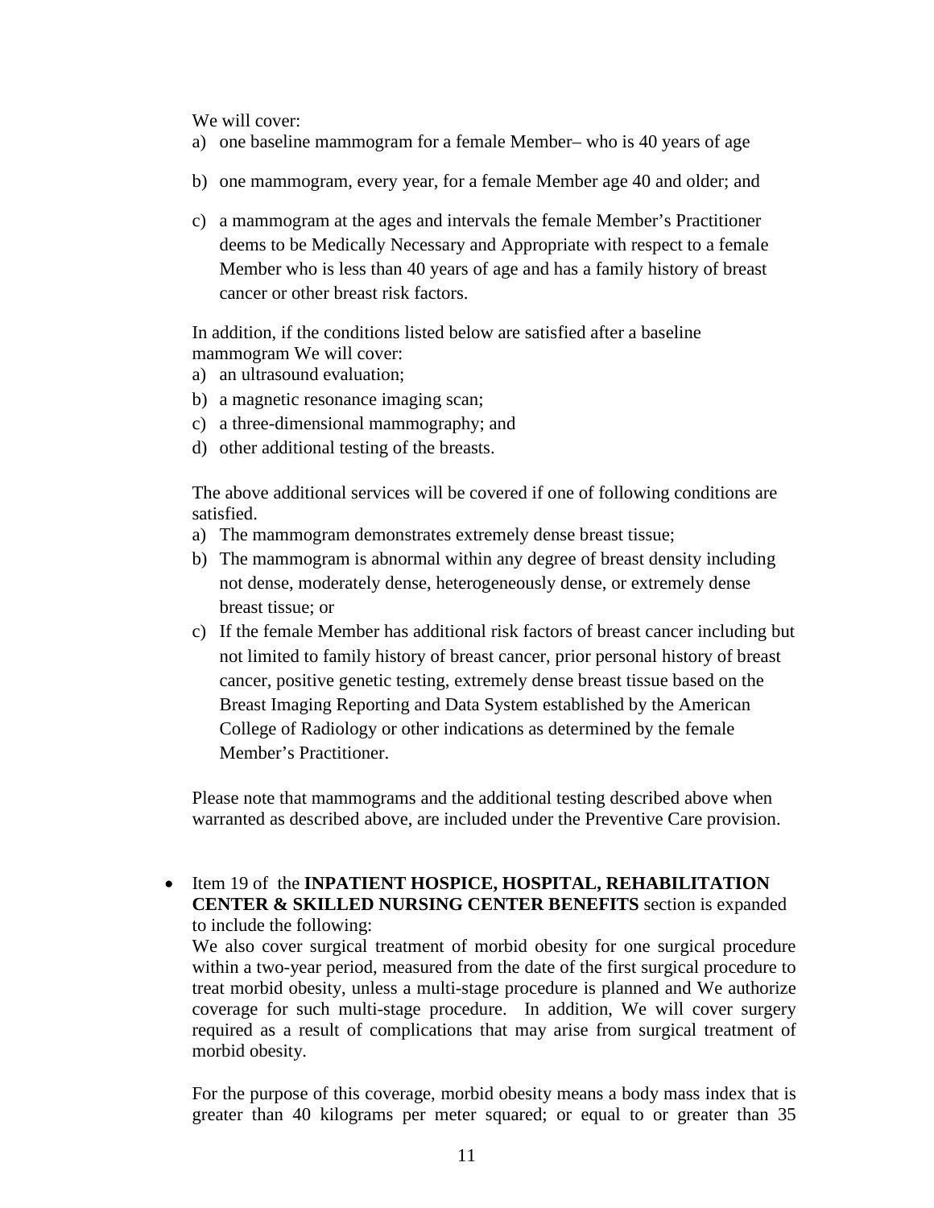We will cover:

a) one baseline mammogram for a female Member– who is 40 years of age

b) one mammogram, every year, for a female Member age 40 and older; and

c) a mammogram at the ages and intervals the female Member's Practitioner deems to be Medically Necessary and Appropriate with respect to a female Member who is less than 40 years of age and has a family history of breast cancer or other breast risk factors.

In addition, if the conditions listed below are satisfied after a baseline mammogram We will cover:

a) an ultrasound evaluation;
b) a magnetic resonance imaging scan;
c) a three-dimensional mammography; and
d) other additional testing of the breasts.

The above additional services will be covered if one of following conditions are satisfied.

a) The mammogram demonstrates extremely dense breast tissue;
b) The mammogram is abnormal within any degree of breast density including not dense, moderately dense, heterogeneously dense, or extremely dense breast tissue; or
c) If the female Member has additional risk factors of breast cancer including but not limited to family history of breast cancer, prior personal history of breast cancer, positive genetic testing, extremely dense breast tissue based on the Breast Imaging Reporting and Data System established by the American College of Radiology or other indications as determined by the female Member's Practitioner.

Please note that mammograms and the additional testing described above when warranted as described above, are included under the Preventive Care provision.

- Item 19 of the **INPATIENT HOSPICE, HOSPITAL, REHABILITATION CENTER & SKILLED NURSING CENTER BENEFITS** section is expanded to include the following:

  We also cover surgical treatment of morbid obesity for one surgical procedure within a two-year period, measured from the date of the first surgical procedure to treat morbid obesity, unless a multi-stage procedure is planned and We authorize coverage for such multi-stage procedure. In addition, We will cover surgery required as a result of complications that may arise from surgical treatment of morbid obesity.

  For the purpose of this coverage, morbid obesity means a body mass index that is greater than 40 kilograms per meter squared; or equal to or greater than 35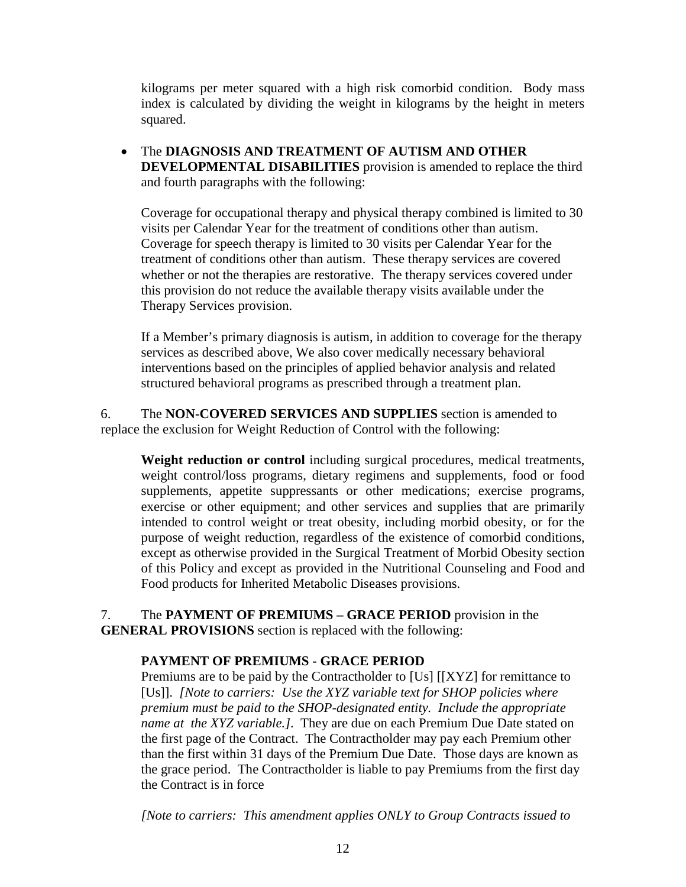kilograms per meter squared with a high risk comorbid condition. Body mass index is calculated by dividing the weight in kilograms by the height in meters squared.

- The **DIAGNOSIS AND TREATMENT OF AUTISM AND OTHER DEVELOPMENTAL DISABILITIES** provision is amended to replace the third and fourth paragraphs with the following:

  Coverage for occupational therapy and physical therapy combined is limited to 30 visits per Calendar Year for the treatment of conditions other than autism. Coverage for speech therapy is limited to 30 visits per Calendar Year for the treatment of conditions other than autism. These therapy services are covered whether or not the therapies are restorative. The therapy services covered under this provision do not reduce the available therapy visits available under the Therapy Services provision.

  If a Member's primary diagnosis is autism, in addition to coverage for the therapy services as described above, We also cover medically necessary behavioral interventions based on the principles of applied behavior analysis and related structured behavioral programs as prescribed through a treatment plan.

6. The **NON-COVERED SERVICES AND SUPPLIES** section is amended to replace the exclusion for Weight Reduction of Control with the following:

   **Weight reduction or control** including surgical procedures, medical treatments, weight control/loss programs, dietary regimens and supplements, food or food supplements, appetite suppressants or other medications; exercise programs, exercise or other equipment; and other services and supplies that are primarily intended to control weight or treat obesity, including morbid obesity, or for the purpose of weight reduction, regardless of the existence of comorbid conditions, except as otherwise provided in the Surgical Treatment of Morbid Obesity section of this Policy and except as provided in the Nutritional Counseling and Food and Food products for Inherited Metabolic Diseases provisions.

7. The **PAYMENT OF PREMIUMS – GRACE PERIOD** provision in the **GENERAL PROVISIONS** section is replaced with the following:

   **PAYMENT OF PREMIUMS - GRACE PERIOD**
   Premiums are to be paid by the Contractholder to [Us] [[XYZ] for remittance to [Us]]. *[Note to carriers: Use the XYZ variable text for SHOP policies where premium must be paid to the SHOP-designated entity. Include the appropriate name at the XYZ variable.]*. They are due on each Premium Due Date stated on the first page of the Contract. The Contractholder may pay each Premium other than the first within 31 days of the Premium Due Date. Those days are known as the grace period. The Contractholder is liable to pay Premiums from the first day the Contract is in force

   *[Note to carriers: This amendment applies ONLY to Group Contracts issued to*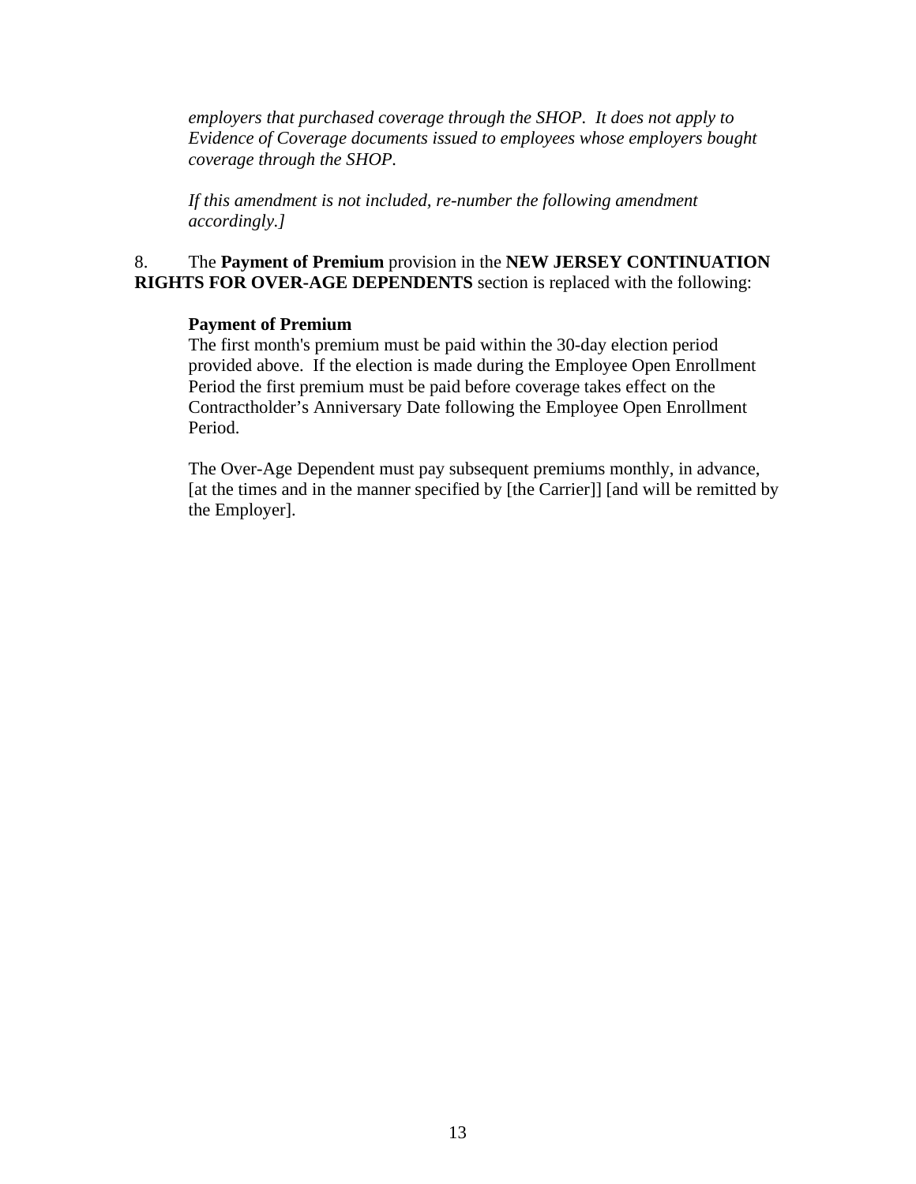*employers that purchased coverage through the SHOP. It does not apply to Evidence of Coverage documents issued to employees whose employers bought coverage through the SHOP.*

*If this amendment is not included, re-number the following amendment accordingly.]*

8. The **Payment of Premium** provision in the **NEW JERSEY CONTINUATION RIGHTS FOR OVER-AGE DEPENDENTS** section is replaced with the following:

**Payment of Premium**
The first month's premium must be paid within the 30-day election period provided above. If the election is made during the Employee Open Enrollment Period the first premium must be paid before coverage takes effect on the Contractholder's Anniversary Date following the Employee Open Enrollment Period.

The Over-Age Dependent must pay subsequent premiums monthly, in advance, [at the times and in the manner specified by [the Carrier]] [and will be remitted by the Employer].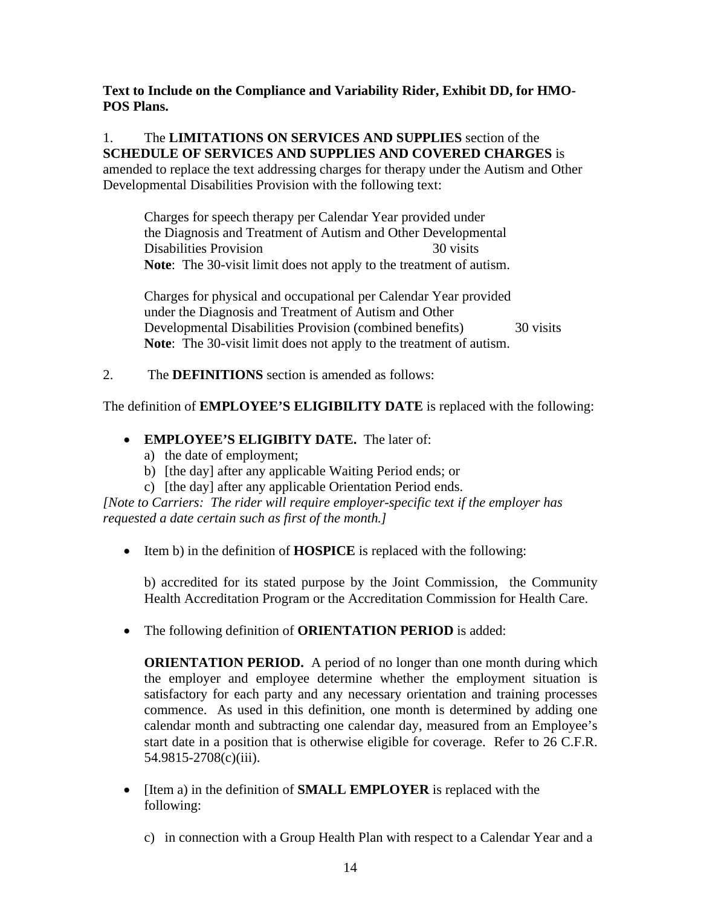**Text to Include on the Compliance and Variability Rider, Exhibit DD, for HMO-POS Plans.**

1. The **LIMITATIONS ON SERVICES AND SUPPLIES** section of the **SCHEDULE OF SERVICES AND SUPPLIES AND COVERED CHARGES** is amended to replace the text addressing charges for therapy under the Autism and Other Developmental Disabilities Provision with the following text:

> Charges for speech therapy per Calendar Year provided under the Diagnosis and Treatment of Autism and Other Developmental Disabilities Provision — 30 visits
> **Note**: The 30-visit limit does not apply to the treatment of autism.
>
> Charges for physical and occupational per Calendar Year provided under the Diagnosis and Treatment of Autism and Other Developmental Disabilities Provision (combined benefits) — 30 visits
> **Note**: The 30-visit limit does not apply to the treatment of autism.

2. The **DEFINITIONS** section is amended as follows:

The definition of **EMPLOYEE'S ELIGIBILITY DATE** is replaced with the following:

- **EMPLOYEE'S ELIGIBITY DATE.** The later of:
  a) the date of employment;
  b) [the day] after any applicable Waiting Period ends; or
  c) [the day] after any applicable Orientation Period ends.

*[Note to Carriers: The rider will require employer-specific text if the employer has requested a date certain such as first of the month.]*

- Item b) in the definition of **HOSPICE** is replaced with the following:

  b) accredited for its stated purpose by the Joint Commission, the Community Health Accreditation Program or the Accreditation Commission for Health Care.

- The following definition of **ORIENTATION PERIOD** is added:

  **ORIENTATION PERIOD.** A period of no longer than one month during which the employer and employee determine whether the employment situation is satisfactory for each party and any necessary orientation and training processes commence. As used in this definition, one month is determined by adding one calendar month and subtracting one calendar day, measured from an Employee's start date in a position that is otherwise eligible for coverage. Refer to 26 C.F.R. 54.9815-2708(c)(iii).

- [Item a) in the definition of **SMALL EMPLOYER** is replaced with the following:

  c) in connection with a Group Health Plan with respect to a Calendar Year and a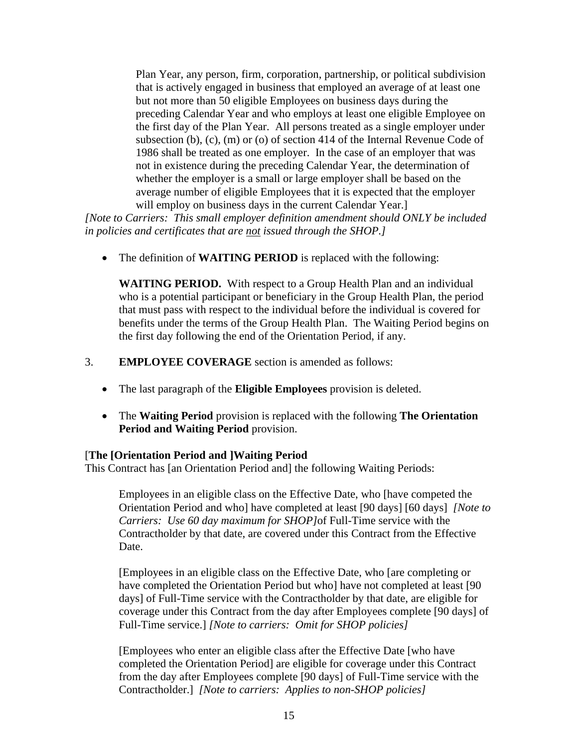Plan Year, any person, firm, corporation, partnership, or political subdivision that is actively engaged in business that employed an average of at least one but not more than 50 eligible Employees on business days during the preceding Calendar Year and who employs at least one eligible Employee on the first day of the Plan Year. All persons treated as a single employer under subsection (b), (c), (m) or (o) of section 414 of the Internal Revenue Code of 1986 shall be treated as one employer. In the case of an employer that was not in existence during the preceding Calendar Year, the determination of whether the employer is a small or large employer shall be based on the average number of eligible Employees that it is expected that the employer will employ on business days in the current Calendar Year.]

*[Note to Carriers: This small employer definition amendment should ONLY be included in policies and certificates that are <u>not</u> issued through the SHOP.]*

- The definition of **WAITING PERIOD** is replaced with the following:

  **WAITING PERIOD.** With respect to a Group Health Plan and an individual who is a potential participant or beneficiary in the Group Health Plan, the period that must pass with respect to the individual before the individual is covered for benefits under the terms of the Group Health Plan. The Waiting Period begins on the first day following the end of the Orientation Period, if any.

3. **EMPLOYEE COVERAGE** section is amended as follows:

- The last paragraph of the **Eligible Employees** provision is deleted.
- The **Waiting Period** provision is replaced with the following **The Orientation Period and Waiting Period** provision.

[**The [Orientation Period and ]Waiting Period**
This Contract has [an Orientation Period and] the following Waiting Periods:

Employees in an eligible class on the Effective Date, who [have competed the Orientation Period and who] have completed at least [90 days] [60 days] *[Note to Carriers: Use 60 day maximum for SHOP]*of Full-Time service with the Contractholder by that date, are covered under this Contract from the Effective Date.

[Employees in an eligible class on the Effective Date, who [are completing or have completed the Orientation Period but who] have not completed at least [90 days] of Full-Time service with the Contractholder by that date, are eligible for coverage under this Contract from the day after Employees complete [90 days] of Full-Time service.] *[Note to carriers: Omit for SHOP policies]*

[Employees who enter an eligible class after the Effective Date [who have completed the Orientation Period] are eligible for coverage under this Contract from the day after Employees complete [90 days] of Full-Time service with the Contractholder.] *[Note to carriers: Applies to non-SHOP policies]*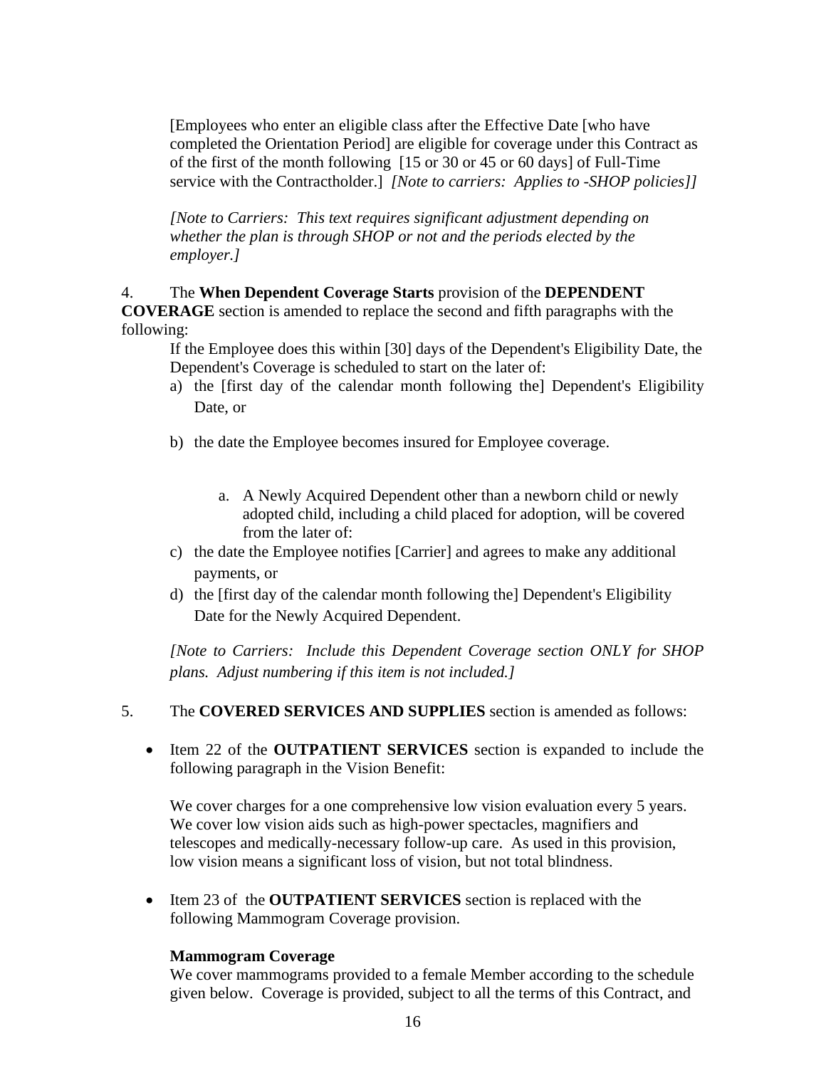[Employees who enter an eligible class after the Effective Date [who have completed the Orientation Period] are eligible for coverage under this Contract as of the first of the month following [15 or 30 or 45 or 60 days] of Full-Time service with the Contractholder.] *[Note to carriers: Applies to -SHOP policies]]*

*[Note to Carriers: This text requires significant adjustment depending on whether the plan is through SHOP or not and the periods elected by the employer.]*

4. The **When Dependent Coverage Starts** provision of the **DEPENDENT COVERAGE** section is amended to replace the second and fifth paragraphs with the following:

If the Employee does this within [30] days of the Dependent's Eligibility Date, the Dependent's Coverage is scheduled to start on the later of:

a) the [first day of the calendar month following the] Dependent's Eligibility Date, or

b) the date the Employee becomes insured for Employee coverage.

   a. A Newly Acquired Dependent other than a newborn child or newly adopted child, including a child placed for adoption, will be covered from the later of:

c) the date the Employee notifies [Carrier] and agrees to make any additional payments, or

d) the [first day of the calendar month following the] Dependent's Eligibility Date for the Newly Acquired Dependent.

*[Note to Carriers: Include this Dependent Coverage section ONLY for SHOP plans. Adjust numbering if this item is not included.]*

5. The **COVERED SERVICES AND SUPPLIES** section is amended as follows:

- Item 22 of the **OUTPATIENT SERVICES** section is expanded to include the following paragraph in the Vision Benefit:

  We cover charges for a one comprehensive low vision evaluation every 5 years. We cover low vision aids such as high-power spectacles, magnifiers and telescopes and medically-necessary follow-up care. As used in this provision, low vision means a significant loss of vision, but not total blindness.

- Item 23 of the **OUTPATIENT SERVICES** section is replaced with the following Mammogram Coverage provision.

  **Mammogram Coverage**
  We cover mammograms provided to a female Member according to the schedule given below. Coverage is provided, subject to all the terms of this Contract, and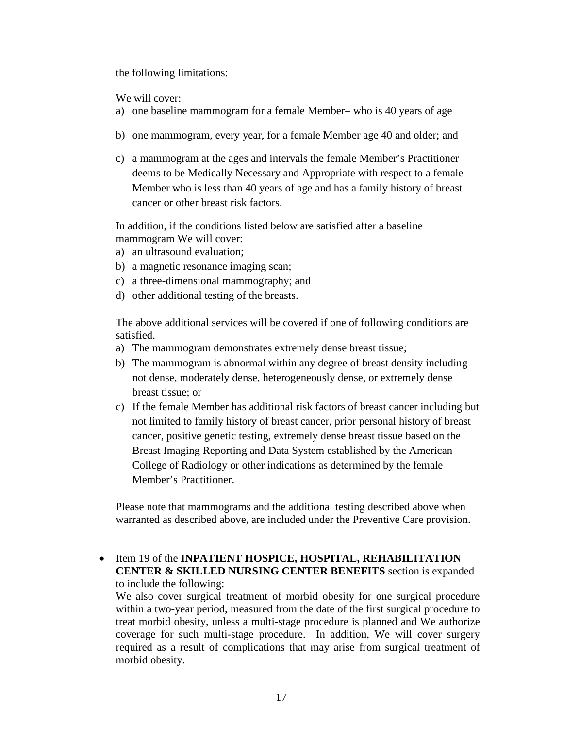the following limitations:

We will cover:

a) one baseline mammogram for a female Member– who is 40 years of age

b) one mammogram, every year, for a female Member age 40 and older; and

c) a mammogram at the ages and intervals the female Member's Practitioner deems to be Medically Necessary and Appropriate with respect to a female Member who is less than 40 years of age and has a family history of breast cancer or other breast risk factors.

In addition, if the conditions listed below are satisfied after a baseline mammogram We will cover:

a) an ultrasound evaluation;
b) a magnetic resonance imaging scan;
c) a three-dimensional mammography; and
d) other additional testing of the breasts.

The above additional services will be covered if one of following conditions are satisfied.

a) The mammogram demonstrates extremely dense breast tissue;
b) The mammogram is abnormal within any degree of breast density including not dense, moderately dense, heterogeneously dense, or extremely dense breast tissue; or
c) If the female Member has additional risk factors of breast cancer including but not limited to family history of breast cancer, prior personal history of breast cancer, positive genetic testing, extremely dense breast tissue based on the Breast Imaging Reporting and Data System established by the American College of Radiology or other indications as determined by the female Member's Practitioner.

Please note that mammograms and the additional testing described above when warranted as described above, are included under the Preventive Care provision.

- Item 19 of the **INPATIENT HOSPICE, HOSPITAL, REHABILITATION CENTER & SKILLED NURSING CENTER BENEFITS** section is expanded to include the following:
  We also cover surgical treatment of morbid obesity for one surgical procedure within a two-year period, measured from the date of the first surgical procedure to treat morbid obesity, unless a multi-stage procedure is planned and We authorize coverage for such multi-stage procedure. In addition, We will cover surgery required as a result of complications that may arise from surgical treatment of morbid obesity.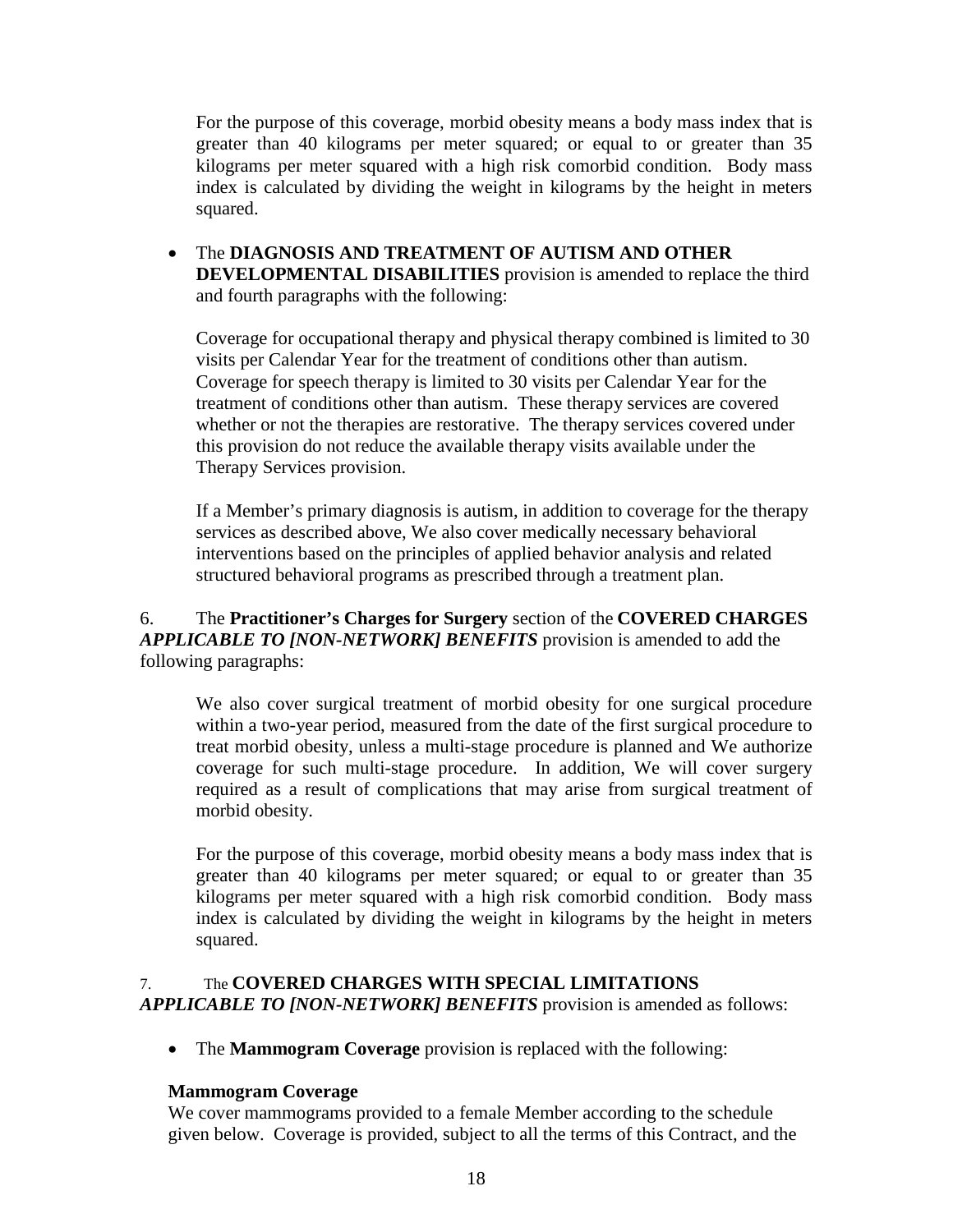For the purpose of this coverage, morbid obesity means a body mass index that is greater than 40 kilograms per meter squared; or equal to or greater than 35 kilograms per meter squared with a high risk comorbid condition. Body mass index is calculated by dividing the weight in kilograms by the height in meters squared.

- The **DIAGNOSIS AND TREATMENT OF AUTISM AND OTHER DEVELOPMENTAL DISABILITIES** provision is amended to replace the third and fourth paragraphs with the following:

  Coverage for occupational therapy and physical therapy combined is limited to 30 visits per Calendar Year for the treatment of conditions other than autism. Coverage for speech therapy is limited to 30 visits per Calendar Year for the treatment of conditions other than autism. These therapy services are covered whether or not the therapies are restorative. The therapy services covered under this provision do not reduce the available therapy visits available under the Therapy Services provision.

  If a Member's primary diagnosis is autism, in addition to coverage for the therapy services as described above, We also cover medically necessary behavioral interventions based on the principles of applied behavior analysis and related structured behavioral programs as prescribed through a treatment plan.

6. The **Practitioner's Charges for Surgery** section of the **COVERED CHARGES *APPLICABLE TO [NON-NETWORK] BENEFITS*** provision is amended to add the following paragraphs:

   We also cover surgical treatment of morbid obesity for one surgical procedure within a two-year period, measured from the date of the first surgical procedure to treat morbid obesity, unless a multi-stage procedure is planned and We authorize coverage for such multi-stage procedure. In addition, We will cover surgery required as a result of complications that may arise from surgical treatment of morbid obesity.

   For the purpose of this coverage, morbid obesity means a body mass index that is greater than 40 kilograms per meter squared; or equal to or greater than 35 kilograms per meter squared with a high risk comorbid condition. Body mass index is calculated by dividing the weight in kilograms by the height in meters squared.

7. The **COVERED CHARGES WITH SPECIAL LIMITATIONS *APPLICABLE TO [NON-NETWORK] BENEFITS*** provision is amended as follows:

   - The **Mammogram Coverage** provision is replaced with the following:

   **Mammogram Coverage**
   We cover mammograms provided to a female Member according to the schedule given below. Coverage is provided, subject to all the terms of this Contract, and the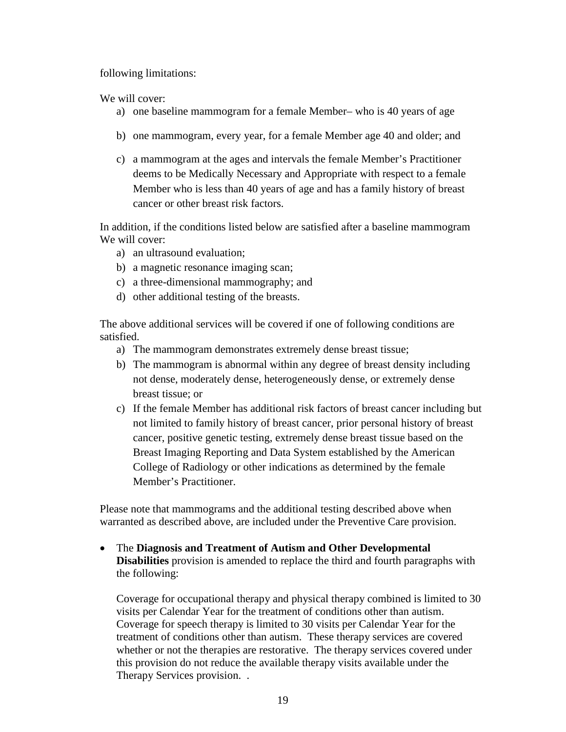following limitations:

We will cover:

a) one baseline mammogram for a female Member– who is 40 years of age

b) one mammogram, every year, for a female Member age 40 and older; and

c) a mammogram at the ages and intervals the female Member's Practitioner deems to be Medically Necessary and Appropriate with respect to a female Member who is less than 40 years of age and has a family history of breast cancer or other breast risk factors.

In addition, if the conditions listed below are satisfied after a baseline mammogram We will cover:

a) an ultrasound evaluation;
b) a magnetic resonance imaging scan;
c) a three-dimensional mammography; and
d) other additional testing of the breasts.

The above additional services will be covered if one of following conditions are satisfied.

a) The mammogram demonstrates extremely dense breast tissue;
b) The mammogram is abnormal within any degree of breast density including not dense, moderately dense, heterogeneously dense, or extremely dense breast tissue; or
c) If the female Member has additional risk factors of breast cancer including but not limited to family history of breast cancer, prior personal history of breast cancer, positive genetic testing, extremely dense breast tissue based on the Breast Imaging Reporting and Data System established by the American College of Radiology or other indications as determined by the female Member's Practitioner.

Please note that mammograms and the additional testing described above when warranted as described above, are included under the Preventive Care provision.

- The **Diagnosis and Treatment of Autism and Other Developmental Disabilities** provision is amended to replace the third and fourth paragraphs with the following:

  Coverage for occupational therapy and physical therapy combined is limited to 30 visits per Calendar Year for the treatment of conditions other than autism. Coverage for speech therapy is limited to 30 visits per Calendar Year for the treatment of conditions other than autism. These therapy services are covered whether or not the therapies are restorative. The therapy services covered under this provision do not reduce the available therapy visits available under the Therapy Services provision. .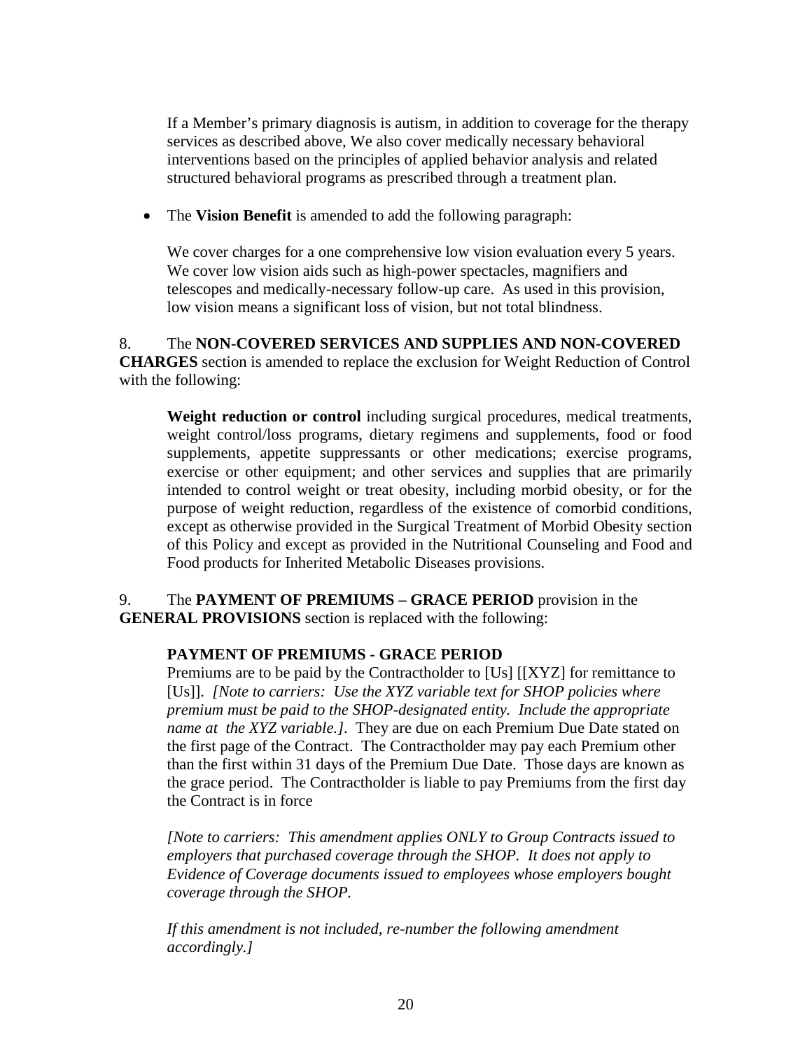If a Member's primary diagnosis is autism, in addition to coverage for the therapy services as described above, We also cover medically necessary behavioral interventions based on the principles of applied behavior analysis and related structured behavioral programs as prescribed through a treatment plan.

- The **Vision Benefit** is amended to add the following paragraph:

  We cover charges for a one comprehensive low vision evaluation every 5 years. We cover low vision aids such as high-power spectacles, magnifiers and telescopes and medically-necessary follow-up care. As used in this provision, low vision means a significant loss of vision, but not total blindness.

8. The **NON-COVERED SERVICES AND SUPPLIES AND NON-COVERED CHARGES** section is amended to replace the exclusion for Weight Reduction of Control with the following:

   **Weight reduction or control** including surgical procedures, medical treatments, weight control/loss programs, dietary regimens and supplements, food or food supplements, appetite suppressants or other medications; exercise programs, exercise or other equipment; and other services and supplies that are primarily intended to control weight or treat obesity, including morbid obesity, or for the purpose of weight reduction, regardless of the existence of comorbid conditions, except as otherwise provided in the Surgical Treatment of Morbid Obesity section of this Policy and except as provided in the Nutritional Counseling and Food and Food products for Inherited Metabolic Diseases provisions.

9. The **PAYMENT OF PREMIUMS – GRACE PERIOD** provision in the **GENERAL PROVISIONS** section is replaced with the following:

   **PAYMENT OF PREMIUMS - GRACE PERIOD**
   Premiums are to be paid by the Contractholder to [Us] [[XYZ] for remittance to [Us]]. *[Note to carriers: Use the XYZ variable text for SHOP policies where premium must be paid to the SHOP-designated entity. Include the appropriate name at the XYZ variable.]*. They are due on each Premium Due Date stated on the first page of the Contract. The Contractholder may pay each Premium other than the first within 31 days of the Premium Due Date. Those days are known as the grace period. The Contractholder is liable to pay Premiums from the first day the Contract is in force

   *[Note to carriers: This amendment applies ONLY to Group Contracts issued to employers that purchased coverage through the SHOP. It does not apply to Evidence of Coverage documents issued to employees whose employers bought coverage through the SHOP.*

   *If this amendment is not included, re-number the following amendment accordingly.]*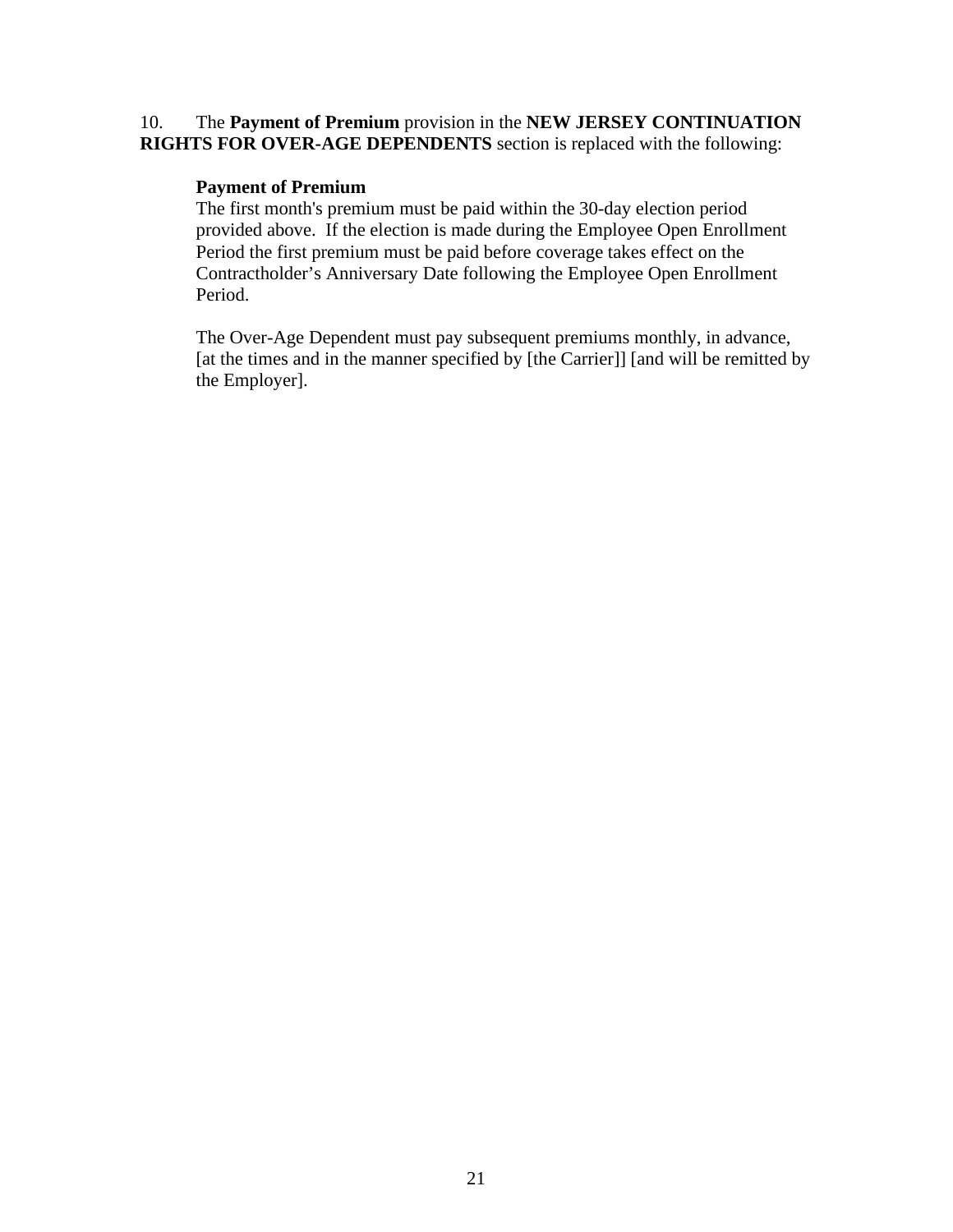10. The **Payment of Premium** provision in the **NEW JERSEY CONTINUATION RIGHTS FOR OVER-AGE DEPENDENTS** section is replaced with the following:

**Payment of Premium**

The first month's premium must be paid within the 30-day election period provided above. If the election is made during the Employee Open Enrollment Period the first premium must be paid before coverage takes effect on the Contractholder's Anniversary Date following the Employee Open Enrollment Period.

The Over-Age Dependent must pay subsequent premiums monthly, in advance, [at the times and in the manner specified by [the Carrier]] [and will be remitted by the Employer].